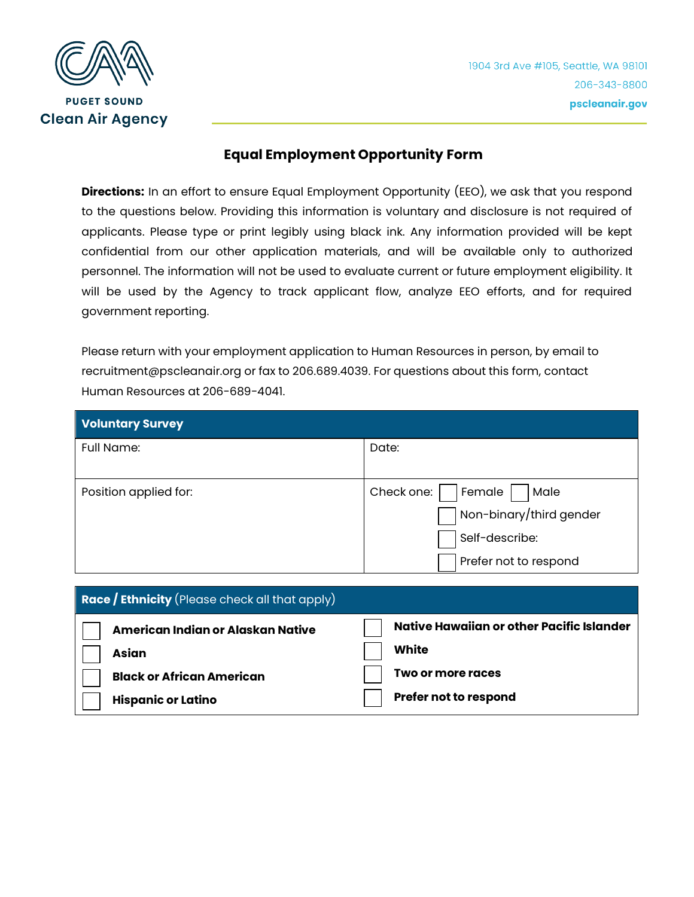PUGET SOUND
**Clean Air Agency**

1904 3rd Ave #105, Seattle, WA 98101
206-343-8800
**pscleanair.gov**

# Equal Employment Opportunity Form

**Directions:** In an effort to ensure Equal Employment Opportunity (EEO), we ask that you respond to the questions below. Providing this information is voluntary and disclosure is not required of applicants. Please type or print legibly using black ink. Any information provided will be kept confidential from our other application materials, and will be available only to authorized personnel. The information will not be used to evaluate current or future employment eligibility. It will be used by the Agency to track applicant flow, analyze EEO efforts, and for required government reporting.

Please return with your employment application to Human Resources in person, by email to recruitment@pscleanair.org or fax to 206.689.4039. For questions about this form, contact Human Resources at 206-689-4041.

| **Voluntary Survey** | |
|---|---|
| Full Name: | Date: |
| Position applied for: | Check one: ☐ Female ☐ Male<br>☐ Non-binary/third gender<br>☐ Self-describe:<br>☐ Prefer not to respond |

| **Race / Ethnicity** (Please check all that apply) | |
|---|---|
| ☐ **American Indian or Alaskan Native** | ☐ **Native Hawaiian or other Pacific Islander** |
| ☐ **Asian** | ☐ **White** |
| ☐ **Black or African American** | ☐ **Two or more races** |
| ☐ **Hispanic or Latino** | ☐ **Prefer not to respond** |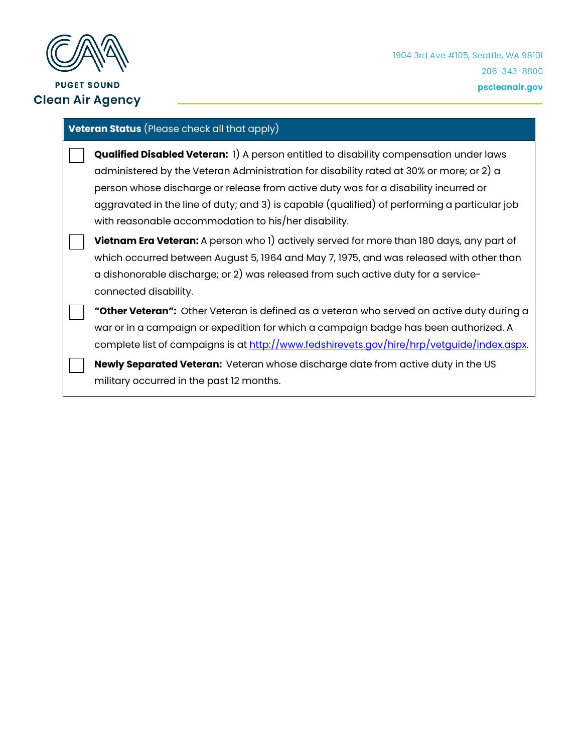**Veteran Status** (Please check all that apply)

- [ ] **Qualified Disabled Veteran:** 1) A person entitled to disability compensation under laws administered by the Veteran Administration for disability rated at 30% or more; or 2) a person whose discharge or release from active duty was for a disability incurred or aggravated in the line of duty; and 3) is capable (qualified) of performing a particular job with reasonable accommodation to his/her disability.
- [ ] **Vietnam Era Veteran:** A person who 1) actively served for more than 180 days, any part of which occurred between August 5, 1964 and May 7, 1975, and was released with other than a dishonorable discharge; or 2) was released from such active duty for a service-connected disability.
- [ ] **"Other Veteran":** Other Veteran is defined as a veteran who served on active duty during a war or in a campaign or expedition for which a campaign badge has been authorized. A complete list of campaigns is at http://www.fedshirevets.gov/hire/hrp/vetguide/index.aspx.
- [ ] **Newly Separated Veteran:** Veteran whose discharge date from active duty in the US military occurred in the past 12 months.